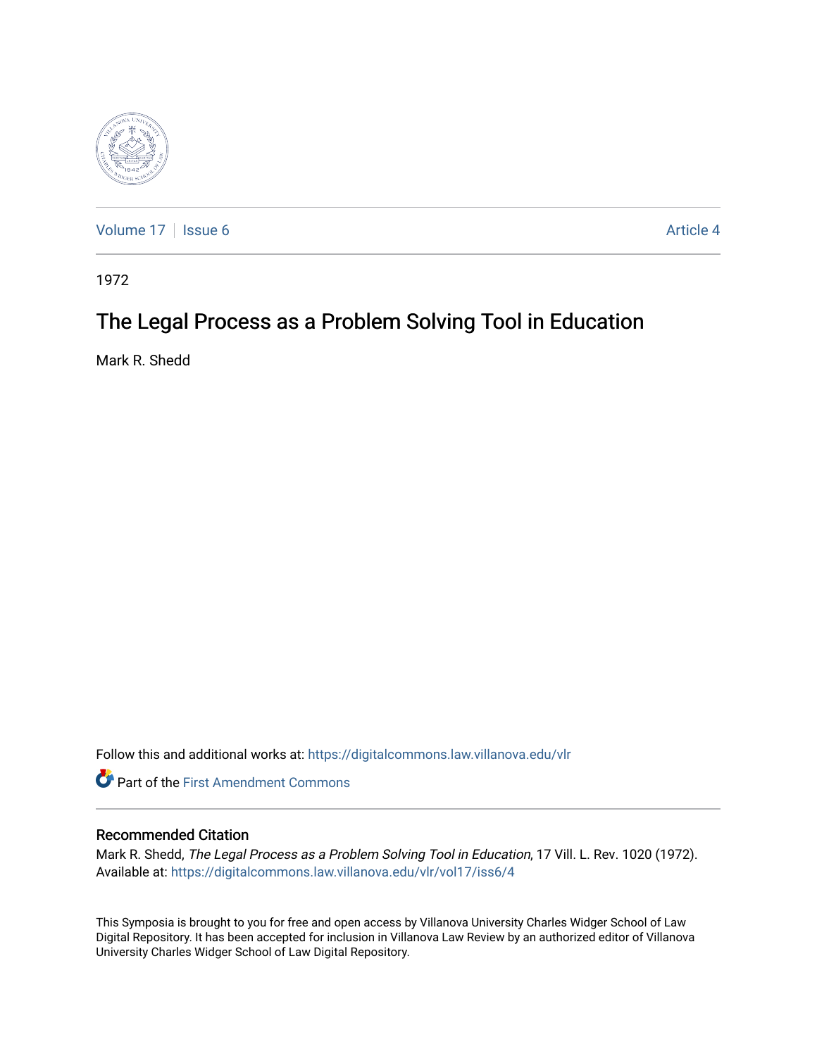Volume 17 | Issue 6 | Article 4

1972

# The Legal Process as a Problem Solving Tool in Education

Mark R. Shedd

Follow this and additional works at: https://digitalcommons.law.villanova.edu/vlr

Part of the First Amendment Commons

## Recommended Citation

Mark R. Shedd, *The Legal Process as a Problem Solving Tool in Education*, 17 Vill. L. Rev. 1020 (1972).
Available at: https://digitalcommons.law.villanova.edu/vlr/vol17/iss6/4

This Symposia is brought to you for free and open access by Villanova University Charles Widger School of Law Digital Repository. It has been accepted for inclusion in Villanova Law Review by an authorized editor of Villanova University Charles Widger School of Law Digital Repository.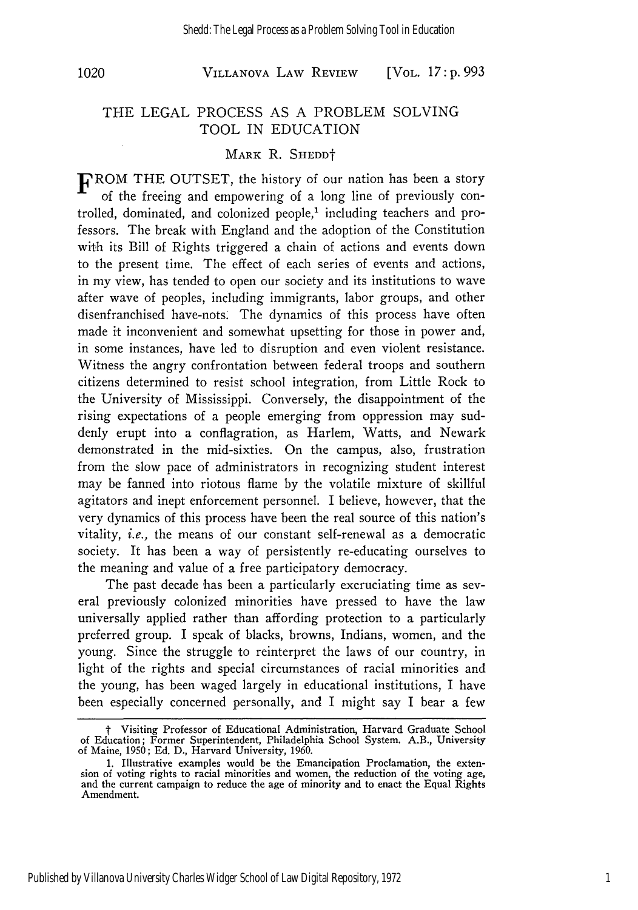# THE LEGAL PROCESS AS A PROBLEM SOLVING TOOL IN EDUCATION

MARK R. SHEDD†

FROM THE OUTSET, the history of our nation has been a story of the freeing and empowering of a long line of previously controlled, dominated, and colonized people,[1] including teachers and professors. The break with England and the adoption of the Constitution with its Bill of Rights triggered a chain of actions and events down to the present time. The effect of each series of events and actions, in my view, has tended to open our society and its institutions to wave after wave of peoples, including immigrants, labor groups, and other disenfranchised have-nots. The dynamics of this process have often made it inconvenient and somewhat upsetting for those in power and, in some instances, have led to disruption and even violent resistance. Witness the angry confrontation between federal troops and southern citizens determined to resist school integration, from Little Rock to the University of Mississippi. Conversely, the disappointment of the rising expectations of a people emerging from oppression may suddenly erupt into a conflagration, as Harlem, Watts, and Newark demonstrated in the mid-sixties. On the campus, also, frustration from the slow pace of administrators in recognizing student interest may be fanned into riotous flame by the volatile mixture of skillful agitators and inept enforcement personnel. I believe, however, that the very dynamics of this process have been the real source of this nation's vitality, *i.e.,* the means of our constant self-renewal as a democratic society. It has been a way of persistently re-educating ourselves to the meaning and value of a free participatory democracy.

The past decade has been a particularly excruciating time as several previously colonized minorities have pressed to have the law universally applied rather than affording protection to a particularly preferred group. I speak of blacks, browns, Indians, women, and the young. Since the struggle to reinterpret the laws of our country, in light of the rights and special circumstances of racial minorities and the young, has been waged largely in educational institutions, I have been especially concerned personally, and I might say I bear a few

---

† Visiting Professor of Educational Administration, Harvard Graduate School of Education; Former Superintendent, Philadelphia School System. A.B., University of Maine, 1950; Ed. D., Harvard University, 1960.

1. Illustrative examples would be the Emancipation Proclamation, the extension of voting rights to racial minorities and women, the reduction of the voting age, and the current campaign to reduce the age of minority and to enact the Equal Rights Amendment.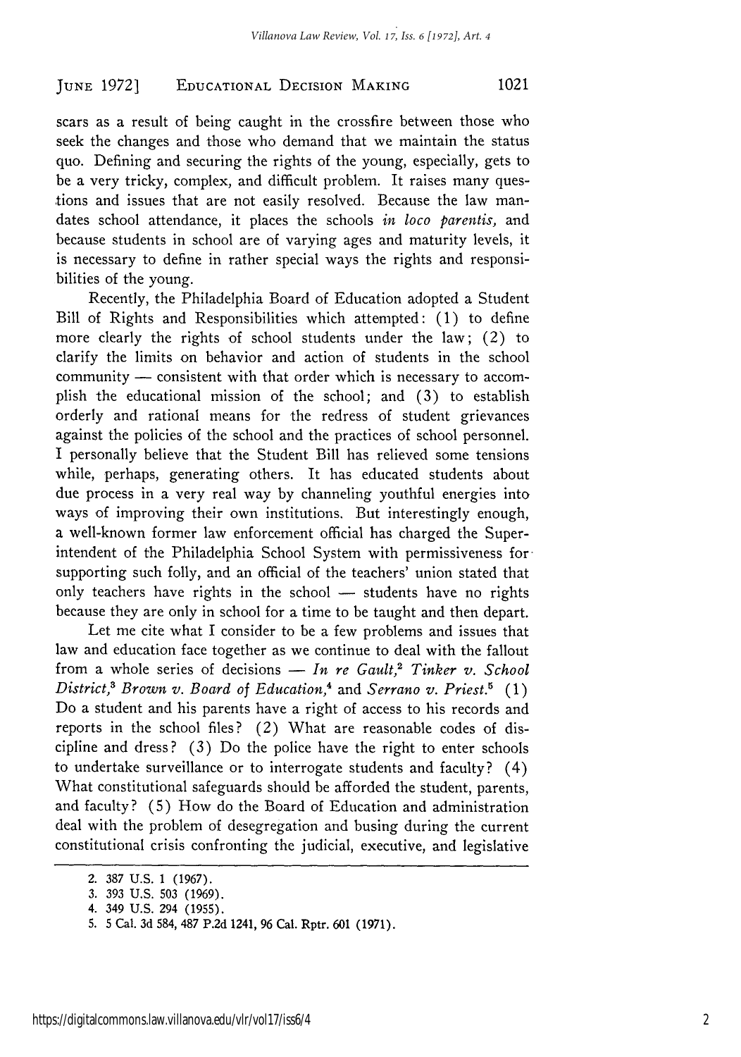scars as a result of being caught in the crossfire between those who seek the changes and those who demand that we maintain the status quo. Defining and securing the rights of the young, especially, gets to be a very tricky, complex, and difficult problem. It raises many questions and issues that are not easily resolved. Because the law mandates school attendance, it places the schools *in loco parentis,* and because students in school are of varying ages and maturity levels, it is necessary to define in rather special ways the rights and responsibilities of the young.

Recently, the Philadelphia Board of Education adopted a Student Bill of Rights and Responsibilities which attempted: (1) to define more clearly the rights of school students under the law; (2) to clarify the limits on behavior and action of students in the school community — consistent with that order which is necessary to accomplish the educational mission of the school; and (3) to establish orderly and rational means for the redress of student grievances against the policies of the school and the practices of school personnel. I personally believe that the Student Bill has relieved some tensions while, perhaps, generating others. It has educated students about due process in a very real way by channeling youthful energies into ways of improving their own institutions. But interestingly enough, a well-known former law enforcement official has charged the Superintendent of the Philadelphia School System with permissiveness for supporting such folly, and an official of the teachers' union stated that only teachers have rights in the school — students have no rights because they are only in school for a time to be taught and then depart.

Let me cite what I consider to be a few problems and issues that law and education face together as we continue to deal with the fallout from a whole series of decisions — *In re Gault,*[2] *Tinker v. School District,*[3] *Brown v. Board of Education,*[4] and *Serrano v. Priest.*[5] (1) Do a student and his parents have a right of access to his records and reports in the school files? (2) What are reasonable codes of discipline and dress? (3) Do the police have the right to enter schools to undertake surveillance or to interrogate students and faculty? (4) What constitutional safeguards should be afforded the student, parents, and faculty? (5) How do the Board of Education and administration deal with the problem of desegregation and busing during the current constitutional crisis confronting the judicial, executive, and legislative

---

2. 387 U.S. 1 (1967).
3. 393 U.S. 503 (1969).
4. 349 U.S. 294 (1955).
5. 5 Cal. 3d 584, 487 P.2d 1241, 96 Cal. Rptr. 601 (1971).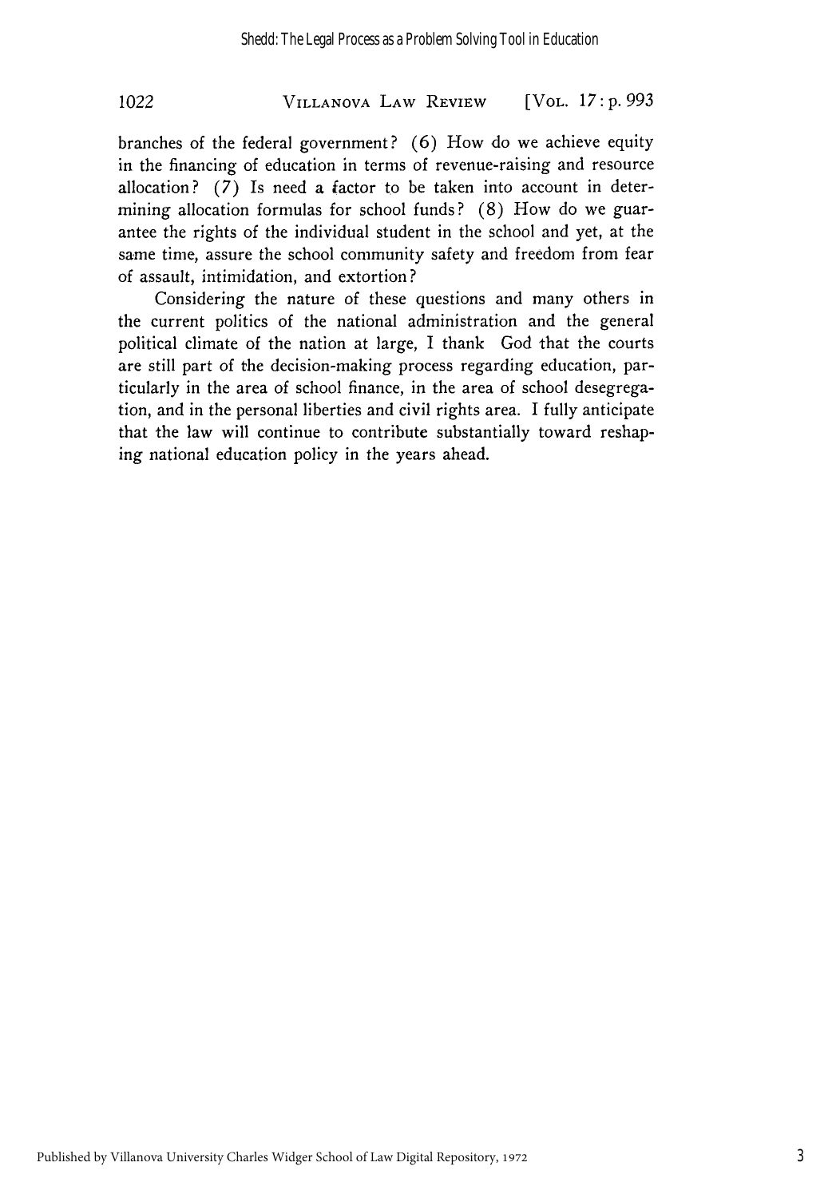branches of the federal government? (6) How do we achieve equity in the financing of education in terms of revenue-raising and resource allocation? (7) Is need a factor to be taken into account in determining allocation formulas for school funds? (8) How do we guarantee the rights of the individual student in the school and yet, at the same time, assure the school community safety and freedom from fear of assault, intimidation, and extortion?

Considering the nature of these questions and many others in the current politics of the national administration and the general political climate of the nation at large, I thank God that the courts are still part of the decision-making process regarding education, particularly in the area of school finance, in the area of school desegregation, and in the personal liberties and civil rights area. I fully anticipate that the law will continue to contribute substantially toward reshaping national education policy in the years ahead.